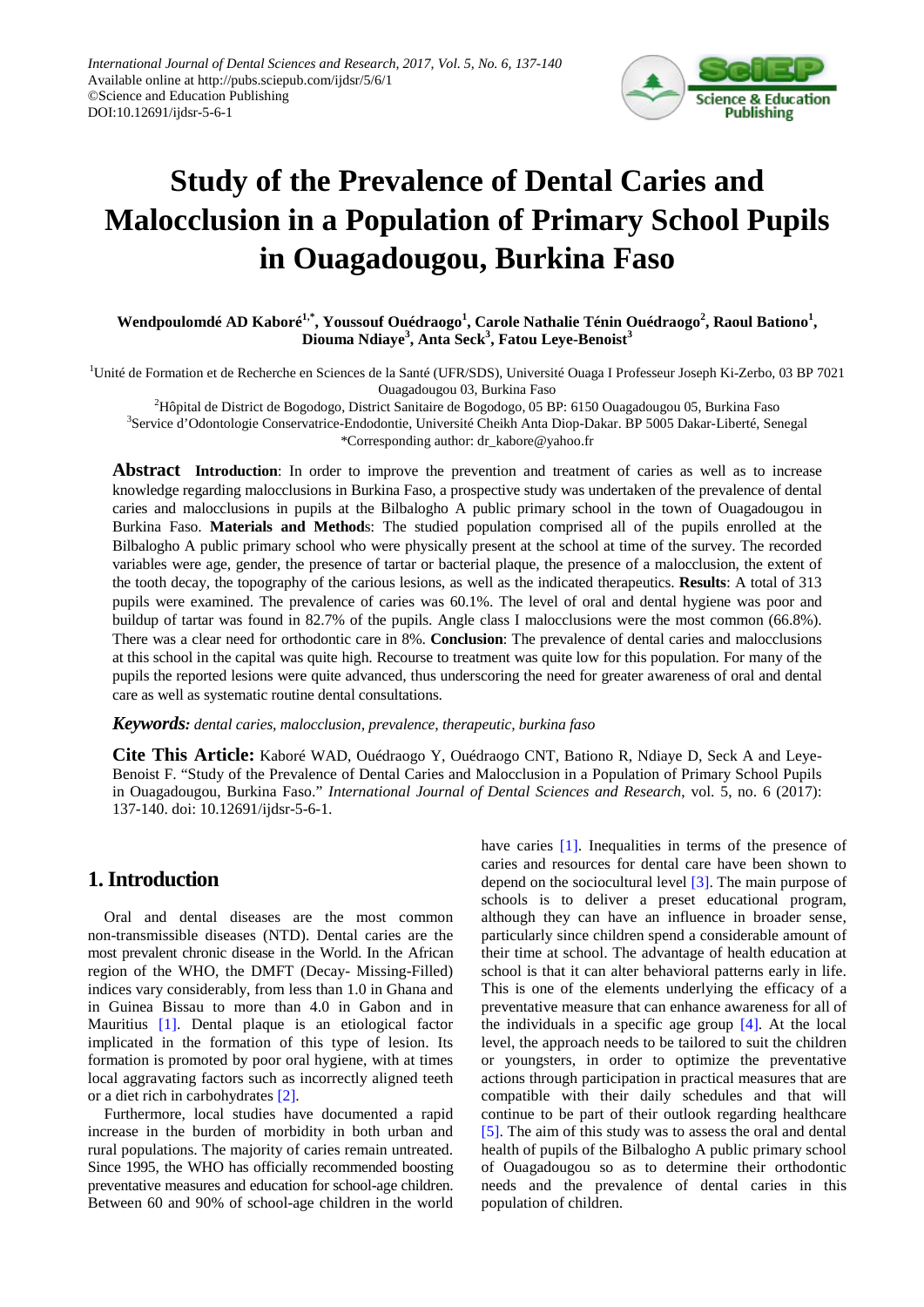# Study of the Prevalence of Dental Caries and Malocclusion in a Population of Primary School Pupils in Ouagadougou, Burkina Faso

**Wendpoulomdé AD Kaboré[1,*], Youssouf Ouédraogo[1], Carole Nathalie Ténin Ouédraogo[2], Raoul Bationo[1], Diouma Ndiaye[3], Anta Seck[3], Fatou Leye-Benoist[3]**

[1]Unité de Formation et de Recherche en Sciences de la Santé (UFR/SDS), Université Ouaga I Professeur Joseph Ki-Zerbo, 03 BP 7021 Ouagadougou 03, Burkina Faso

[2]Hôpital de District de Bogodogo, District Sanitaire de Bogodogo, 05 BP: 6150 Ouagadougou 05, Burkina Faso

[3]Service d'Odontologie Conservatrice-Endodontie, Université Cheikh Anta Diop-Dakar. BP 5005 Dakar-Liberté, Senegal

*Corresponding author: dr_kabore@yahoo.fr

**Abstract** **Introduction**: In order to improve the prevention and treatment of caries as well as to increase knowledge regarding malocclusions in Burkina Faso, a prospective study was undertaken of the prevalence of dental caries and malocclusions in pupils at the Bilbalogho A public primary school in the town of Ouagadougou in Burkina Faso. **Materials and Methods**: The studied population comprised all of the pupils enrolled at the Bilbalogho A public primary school who were physically present at the school at time of the survey. The recorded variables were age, gender, the presence of tartar or bacterial plaque, the presence of a malocclusion, the extent of the tooth decay, the topography of the carious lesions, as well as the indicated therapeutics. **Results**: A total of 313 pupils were examined. The prevalence of caries was 60.1%. The level of oral and dental hygiene was poor and buildup of tartar was found in 82.7% of the pupils. Angle class I malocclusions were the most common (66.8%). There was a clear need for orthodontic care in 8%. **Conclusion**: The prevalence of dental caries and malocclusions at this school in the capital was quite high. Recourse to treatment was quite low for this population. For many of the pupils the reported lesions were quite advanced, thus underscoring the need for greater awareness of oral and dental care as well as systematic routine dental consultations.

***Keywords:*** *dental caries, malocclusion, prevalence, therapeutic, burkina faso*

**Cite This Article:** Kaboré WAD, Ouédraogo Y, Ouédraogo CNT, Bationo R, Ndiaye D, Seck A and Leye-Benoist F. "Study of the Prevalence of Dental Caries and Malocclusion in a Population of Primary School Pupils in Ouagadougou, Burkina Faso." *International Journal of Dental Sciences and Research*, vol. 5, no. 6 (2017): 137-140. doi: 10.12691/ijdsr-5-6-1.

## 1. Introduction

Oral and dental diseases are the most common non-transmissible diseases (NTD). Dental caries are the most prevalent chronic disease in the World. In the African region of the WHO, the DMFT (Decay- Missing-Filled) indices vary considerably, from less than 1.0 in Ghana and in Guinea Bissau to more than 4.0 in Gabon and in Mauritius [1]. Dental plaque is an etiological factor implicated in the formation of this type of lesion. Its formation is promoted by poor oral hygiene, with at times local aggravating factors such as incorrectly aligned teeth or a diet rich in carbohydrates [2].

Furthermore, local studies have documented a rapid increase in the burden of morbidity in both urban and rural populations. The majority of caries remain untreated. Since 1995, the WHO has officially recommended boosting preventative measures and education for school-age children. Between 60 and 90% of school-age children in the world have caries [1]. Inequalities in terms of the presence of caries and resources for dental care have been shown to depend on the sociocultural level [3]. The main purpose of schools is to deliver a preset educational program, although they can have an influence in broader sense, particularly since children spend a considerable amount of their time at school. The advantage of health education at school is that it can alter behavioral patterns early in life. This is one of the elements underlying the efficacy of a preventative measure that can enhance awareness for all of the individuals in a specific age group [4]. At the local level, the approach needs to be tailored to suit the children or youngsters, in order to optimize the preventative actions through participation in practical measures that are compatible with their daily schedules and that will continue to be part of their outlook regarding healthcare [5]. The aim of this study was to assess the oral and dental health of pupils of the Bilbalogho A public primary school of Ouagadougou so as to determine their orthodontic needs and the prevalence of dental caries in this population of children.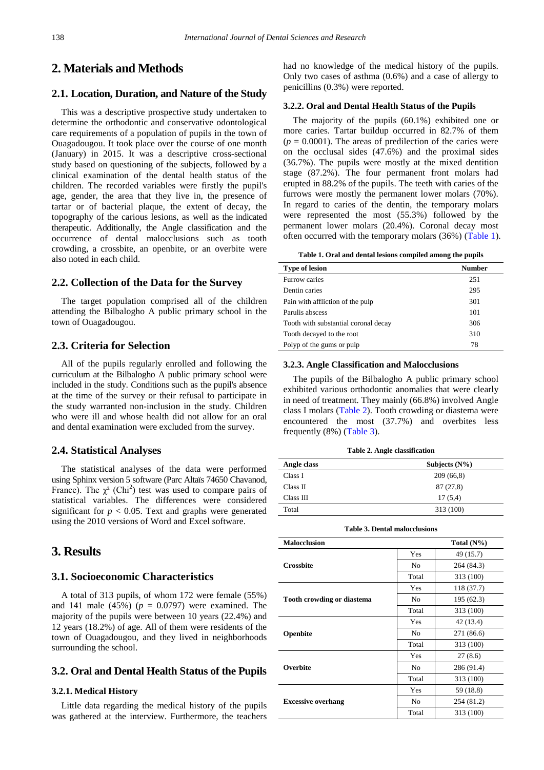## 2. Materials and Methods

### 2.1. Location, Duration, and Nature of the Study

This was a descriptive prospective study undertaken to determine the orthodontic and conservative odontological care requirements of a population of pupils in the town of Ouagadougou. It took place over the course of one month (January) in 2015. It was a descriptive cross-sectional study based on questioning of the subjects, followed by a clinical examination of the dental health status of the children. The recorded variables were firstly the pupil's age, gender, the area that they live in, the presence of tartar or of bacterial plaque, the extent of decay, the topography of the carious lesions, as well as the indicated therapeutic. Additionally, the Angle classification and the occurrence of dental malocclusions such as tooth crowding, a crossbite, an openbite, or an overbite were also noted in each child.

### 2.2. Collection of the Data for the Survey

The target population comprised all of the children attending the Bilbalogho A public primary school in the town of Ouagadougou.

### 2.3. Criteria for Selection

All of the pupils regularly enrolled and following the curriculum at the Bilbalogho A public primary school were included in the study. Conditions such as the pupil's absence at the time of the survey or their refusal to participate in the study warranted non-inclusion in the study. Children who were ill and whose health did not allow for an oral and dental examination were excluded from the survey.

### 2.4. Statistical Analyses

The statistical analyses of the data were performed using Sphinx version 5 software (Parc Altaïs 74650 Chavanod, France). The $\chi^2$ (Chi$^2$) test was used to compare pairs of statistical variables. The differences were considered significant for $p < 0.05$. Text and graphs were generated using the 2010 versions of Word and Excel software.

## 3. Results

### 3.1. Socioeconomic Characteristics

A total of 313 pupils, of whom 172 were female (55%) and 141 male (45%) ($p = 0.0797$) were examined. The majority of the pupils were between 10 years (22.4%) and 12 years (18.2%) of age. All of them were residents of the town of Ouagadougou, and they lived in neighborhoods surrounding the school.

### 3.2. Oral and Dental Health Status of the Pupils

#### 3.2.1. Medical History

Little data regarding the medical history of the pupils was gathered at the interview. Furthermore, the teachers had no knowledge of the medical history of the pupils. Only two cases of asthma (0.6%) and a case of allergy to penicillins (0.3%) were reported.

#### 3.2.2. Oral and Dental Health Status of the Pupils

The majority of the pupils (60.1%) exhibited one or more caries. Tartar buildup occurred in 82.7% of them ($p = 0.0001$). The areas of predilection of the caries were on the occlusal sides (47.6%) and the proximal sides (36.7%). The pupils were mostly at the mixed dentition stage (87.2%). The four permanent front molars had erupted in 88.2% of the pupils. The teeth with caries of the furrows were mostly the permanent lower molars (70%). In regard to caries of the dentin, the temporary molars were represented the most (55.3%) followed by the permanent lower molars (20.4%). Coronal decay most often occurred with the temporary molars (36%) (Table 1).

**Table 1. Oral and dental lesions compiled among the pupils**

| Type of lesion | Number |
|---|---|
| Furrow caries | 251 |
| Dentin caries | 295 |
| Pain with affliction of the pulp | 301 |
| Parulis abscess | 101 |
| Tooth with substantial coronal decay | 306 |
| Tooth decayed to the root | 310 |
| Polyp of the gums or pulp | 78 |

#### 3.2.3. Angle Classification and Malocclusions

The pupils of the Bilbalogho A public primary school exhibited various orthodontic anomalies that were clearly in need of treatment. They mainly (66.8%) involved Angle class I molars (Table 2). Tooth crowding or diastema were encountered the most (37.7%) and overbites less frequently (8%) (Table 3).

**Table 2. Angle classification**

| Angle class | Subjects (N%) |
|---|---|
| Class I | 209 (66,8) |
| Class II | 87 (27,8) |
| Class III | 17 (5,4) |
| Total | 313 (100) |

**Table 3. Dental malocclusions**

| Malocclusion | | Total (N%) |
|---|---|---|
| **Crossbite** | Yes | 49 (15.7) |
| | No | 264 (84.3) |
| | Total | 313 (100) |
| **Tooth crowding or diastema** | Yes | 118 (37.7) |
| | No | 195 (62.3) |
| | Total | 313 (100) |
| **Openbite** | Yes | 42 (13.4) |
| | No | 271 (86.6) |
| | Total | 313 (100) |
| **Overbite** | Yes | 27 (8.6) |
| | No | 286 (91.4) |
| | Total | 313 (100) |
| **Excessive overhang** | Yes | 59 (18.8) |
| | No | 254 (81.2) |
| | Total | 313 (100) |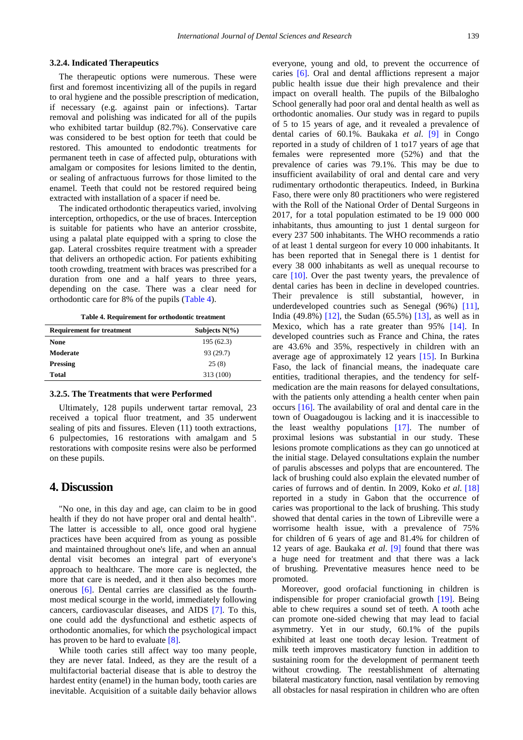### 3.2.4. Indicated Therapeutics

The therapeutic options were numerous. These were first and foremost incentivizing all of the pupils in regard to oral hygiene and the possible prescription of medication, if necessary (e.g. against pain or infections). Tartar removal and polishing was indicated for all of the pupils who exhibited tartar buildup (82.7%). Conservative care was considered to be best option for teeth that could be restored. This amounted to endodontic treatments for permanent teeth in case of affected pulp, obturations with amalgam or composites for lesions limited to the dentin, or sealing of anfractuous furrows for those limited to the enamel. Teeth that could not be restored required being extracted with installation of a spacer if need be.

The indicated orthodontic therapeutics varied, involving interception, orthopedics, or the use of braces. Interception is suitable for patients who have an anterior crossbite, using a palatal plate equipped with a spring to close the gap. Lateral crossbites require treatment with a spreader that delivers an orthopedic action. For patients exhibiting tooth crowding, treatment with braces was prescribed for a duration from one and a half years to three years, depending on the case. There was a clear need for orthodontic care for 8% of the pupils (Table 4).

**Table 4. Requirement for orthodontic treatment**

| Requirement for treatment | Subjects N(%) |
|---|---|
| **None** | 195 (62.3) |
| **Moderate** | 93 (29.7) |
| **Pressing** | 25 (8) |
| **Total** | 313 (100) |

### 3.2.5. The Treatments that were Performed

Ultimately, 128 pupils underwent tartar removal, 23 received a topical fluor treatment, and 35 underwent sealing of pits and fissures. Eleven (11) tooth extractions, 6 pulpectomies, 16 restorations with amalgam and 5 restorations with composite resins were also be performed on these pupils.

## 4. Discussion

"No one, in this day and age, can claim to be in good health if they do not have proper oral and dental health". The latter is accessible to all, once good oral hygiene practices have been acquired from as young as possible and maintained throughout one's life, and when an annual dental visit becomes an integral part of everyone's approach to healthcare. The more care is neglected, the more that care is needed, and it then also becomes more onerous [6]. Dental carries are classified as the fourth-most medical scourge in the world, immediately following cancers, cardiovascular diseases, and AIDS [7]. To this, one could add the dysfunctional and esthetic aspects of orthodontic anomalies, for which the psychological impact has proven to be hard to evaluate [8].

While tooth caries still affect way too many people, they are never fatal. Indeed, as they are the result of a multifactorial bacterial disease that is able to destroy the hardest entity (enamel) in the human body, tooth caries are inevitable. Acquisition of a suitable daily behavior allows everyone, young and old, to prevent the occurrence of caries [6]. Oral and dental afflictions represent a major public health issue due their high prevalence and their impact on overall health. The pupils of the Bilbalogho School generally had poor oral and dental health as well as orthodontic anomalies. Our study was in regard to pupils of 5 to 15 years of age, and it revealed a prevalence of dental caries of 60.1%. Baukaka *et al*. [9] in Congo reported in a study of children of 1 to17 years of age that females were represented more (52%) and that the prevalence of caries was 79.1%. This may be due to insufficient availability of oral and dental care and very rudimentary orthodontic therapeutics. Indeed, in Burkina Faso, there were only 80 practitioners who were registered with the Roll of the National Order of Dental Surgeons in 2017, for a total population estimated to be 19 000 000 inhabitants, thus amounting to just 1 dental surgeon for every 237 500 inhabitants. The WHO recommends a ratio of at least 1 dental surgeon for every 10 000 inhabitants. It has been reported that in Senegal there is 1 dentist for every 38 000 inhabitants as well as unequal recourse to care [10]. Over the past twenty years, the prevalence of dental caries has been in decline in developed countries. Their prevalence is still substantial, however, in underdeveloped countries such as Senegal (96%) [11], India (49.8%) [12], the Sudan (65.5%) [13], as well as in Mexico, which has a rate greater than 95% [14]. In developed countries such as France and China, the rates are 43.6% and 35%, respectively in children with an average age of approximately 12 years [15]. In Burkina Faso, the lack of financial means, the inadequate care entities, traditional therapies, and the tendency for self-medication are the main reasons for delayed consultations, with the patients only attending a health center when pain occurs [16]. The availability of oral and dental care in the town of Ouagadougou is lacking and it is inaccessible to the least wealthy populations [17]. The number of proximal lesions was substantial in our study. These lesions promote complications as they can go unnoticed at the initial stage. Delayed consultations explain the number of parulis abscesses and polyps that are encountered. The lack of brushing could also explain the elevated number of caries of furrows and of dentin. In 2009, Koko *et al*. [18] reported in a study in Gabon that the occurrence of caries was proportional to the lack of brushing. This study showed that dental caries in the town of Libreville were a worrisome health issue, with a prevalence of 75% for children of 6 years of age and 81.4% for children of 12 years of age. Baukaka *et al*. [9] found that there was a huge need for treatment and that there was a lack of brushing. Preventative measures hence need to be promoted.

Moreover, good orofacial functioning in children is indispensible for proper craniofacial growth [19]. Being able to chew requires a sound set of teeth. A tooth ache can promote one-sided chewing that may lead to facial asymmetry. Yet in our study, 60.1% of the pupils exhibited at least one tooth decay lesion. Treatment of milk teeth improves masticatory function in addition to sustaining room for the development of permanent teeth without crowding. The reestablishment of alternating bilateral masticatory function, nasal ventilation by removing all obstacles for nasal respiration in children who are often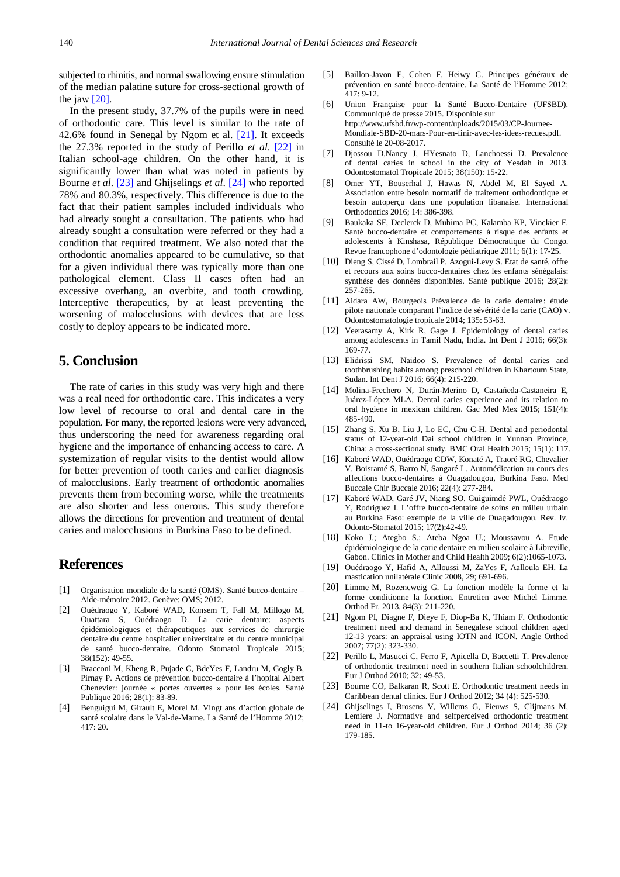subjected to rhinitis, and normal swallowing ensure stimulation of the median palatine suture for cross-sectional growth of the jaw [20].

In the present study, 37.7% of the pupils were in need of orthodontic care. This level is similar to the rate of 42.6% found in Senegal by Ngom et al. [21]. It exceeds the 27.3% reported in the study of Perillo *et al.* [22] in Italian school-age children. On the other hand, it is significantly lower than what was noted in patients by Bourne *et al*. [23] and Ghijselings *et al*. [24] who reported 78% and 80.3%, respectively. This difference is due to the fact that their patient samples included individuals who had already sought a consultation. The patients who had already sought a consultation were referred or they had a condition that required treatment. We also noted that the orthodontic anomalies appeared to be cumulative, so that for a given individual there was typically more than one pathological element. Class II cases often had an excessive overhang, an overbite, and tooth crowding. Interceptive therapeutics, by at least preventing the worsening of malocclusions with devices that are less costly to deploy appears to be indicated more.

## 5. Conclusion

The rate of caries in this study was very high and there was a real need for orthodontic care. This indicates a very low level of recourse to oral and dental care in the population. For many, the reported lesions were very advanced, thus underscoring the need for awareness regarding oral hygiene and the importance of enhancing access to care. A systemization of regular visits to the dentist would allow for better prevention of tooth caries and earlier diagnosis of malocclusions. Early treatment of orthodontic anomalies prevents them from becoming worse, while the treatments are also shorter and less onerous. This study therefore allows the directions for prevention and treatment of dental caries and malocclusions in Burkina Faso to be defined.

## References

[1] Organisation mondiale de la santé (OMS). Santé bucco-dentaire – Aide-mémoire 2012. Genève: OMS; 2012.

[2] Ouédraogo Y, Kaboré WAD, Konsem T, Fall M, Millogo M, Ouattara S, Ouédraogo D. La carie dentaire: aspects épidémiologiques et thérapeutiques aux services de chirurgie dentaire du centre hospitalier universitaire et du centre municipal de santé bucco-dentaire. Odonto Stomatol Tropicale 2015; 38(152): 49-55.

[3] Bracconi M, Kheng R, Pujade C, BdeYes F, Landru M, Gogly B, Pirnay P. Actions de prévention bucco-dentaire à l'hopital Albert Chenevier: journée « portes ouvertes » pour les écoles. Santé Publique 2016; 28(1): 83-89.

[4] Benguigui M, Girault E, Morel M. Vingt ans d'action globale de santé scolaire dans le Val-de-Marne. La Santé de l'Homme 2012; 417: 20.

[5] Baillon-Javon E, Cohen F, Heiwy C. Principes généraux de prévention en santé bucco-dentaire. La Santé de l'Homme 2012; 417: 9-12.

[6] Union Française pour la Santé Bucco-Dentaire (UFSBD). Communiqué de presse 2015. Disponible sur http://www.ufsbd.fr/wp-content/uploads/2015/03/CP-Journee-Mondiale-SBD-20-mars-Pour-en-finir-avec-les-idees-recues.pdf. Consulté le 20-08-2017.

[7] Djossou D,Nancy J, HYesnato D, Lanchoessi D. Prevalence of dental caries in school in the city of Yesdah in 2013. Odontostomatol Tropicale 2015; 38(150): 15-22.

[8] Omer YT, Bouserhal J, Hawas N, Abdel M, El Sayed A. Association entre besoin normatif de traitement orthodontique et besoin autoperçu dans une population libanaise. International Orthodontics 2016; 14: 386-398.

[9] Baukaka SF, Declerck D, Muhima PC, Kalamba KP, Vinckier F. Santé bucco-dentaire et comportements à risque des enfants et adolescents à Kinshasa, République Démocratique du Congo. Revue francophone d'odontologie pédiatrique 2011; 6(1): 17-25.

[10] Dieng S, Cissé D, Lombrail P, Azogui-Levy S. Etat de santé, offre et recours aux soins bucco-dentaires chez les enfants sénégalais: synthèse des données disponibles. Santé publique 2016; 28(2): 257-265.

[11] Aidara AW, Bourgeois Prévalence de la carie dentaire : étude pilote nationale comparant l'indice de sévérité de la carie (CAO) v. Odontostomatologie tropicale 2014; 135: 53-63.

[12] Veerasamy A, Kirk R, Gage J. Epidemiology of dental caries among adolescents in Tamil Nadu, India. Int Dent J 2016; 66(3): 169-77.

[13] Elidrissi SM, Naidoo S. Prevalence of dental caries and toothbrushing habits among preschool children in Khartoum State, Sudan. Int Dent J 2016; 66(4): 215-220.

[14] Molina-Frechero N, Durán-Merino D, Castañeda-Castaneira E, Juárez-López MLA. Dental caries experience and its relation to oral hygiene in mexican children. Gac Med Mex 2015; 151(4): 485-490.

[15] Zhang S, Xu B, Liu J, Lo EC, Chu C-H. Dental and periodontal status of 12-year-old Dai school children in Yunnan Province, China: a cross-sectional study. BMC Oral Health 2015; 15(1): 117.

[16] Kaboré WAD, Ouédraogo CDW, Konaté A, Traoré RG, Chevalier V, Boisramé S, Barro N, Sangaré L. Automédication au cours des affections bucco-dentaires à Ouagadougou, Burkina Faso. Med Buccale Chir Buccale 2016; 22(4): 277-284.

[17] Kaboré WAD, Garé JV, Niang SO, Guiguimdé PWL, Ouédraogo Y, Rodriguez I. L'offre bucco-dentaire de soins en milieu urbain au Burkina Faso: exemple de la ville de Ouagadougou. Rev. Iv. Odonto-Stomatol 2015; 17(2):42-49.

[18] Koko J.; Ategbo S.; Ateba Ngoa U.; Moussavou A. Etude épidémiologique de la carie dentaire en milieu scolaire à Libreville, Gabon. Clinics in Mother and Child Health 2009; 6(2):1065-1073.

[19] Ouédraogo Y, Hafid A, Alloussi M, ZaYes F, Aalloula EH. La mastication unilatérale Clinic 2008, 29; 691-696.

[20] Limme M, Rozencweig G. La fonction modèle la forme et la forme conditionne la fonction. Entretien avec Michel Limme. Orthod Fr. 2013, 84(3): 211-220.

[21] Ngom PI, Diagne F, Dieye F, Diop-Ba K, Thiam F. Orthodontic treatment need and demand in Senegalese school children aged 12-13 years: an appraisal using IOTN and ICON. Angle Orthod 2007; 77(2): 323-330.

[22] Perillo L, Masucci C, Ferro F, Apicella D, Baccetti T. Prevalence of orthodontic treatment need in southern Italian schoolchildren. Eur J Orthod 2010; 32: 49-53.

[23] Bourne CO, Balkaran R, Scott E. Orthodontic treatment needs in Caribbean dental clinics. Eur J Orthod 2012; 34 (4): 525-530.

[24] Ghijselings I, Brosens V, Willems G, Fieuws S, Clijmans M, Lemiere J. Normative and selfperceived orthodontic treatment need in 11-to 16-year-old children. Eur J Orthod 2014; 36 (2): 179-185.